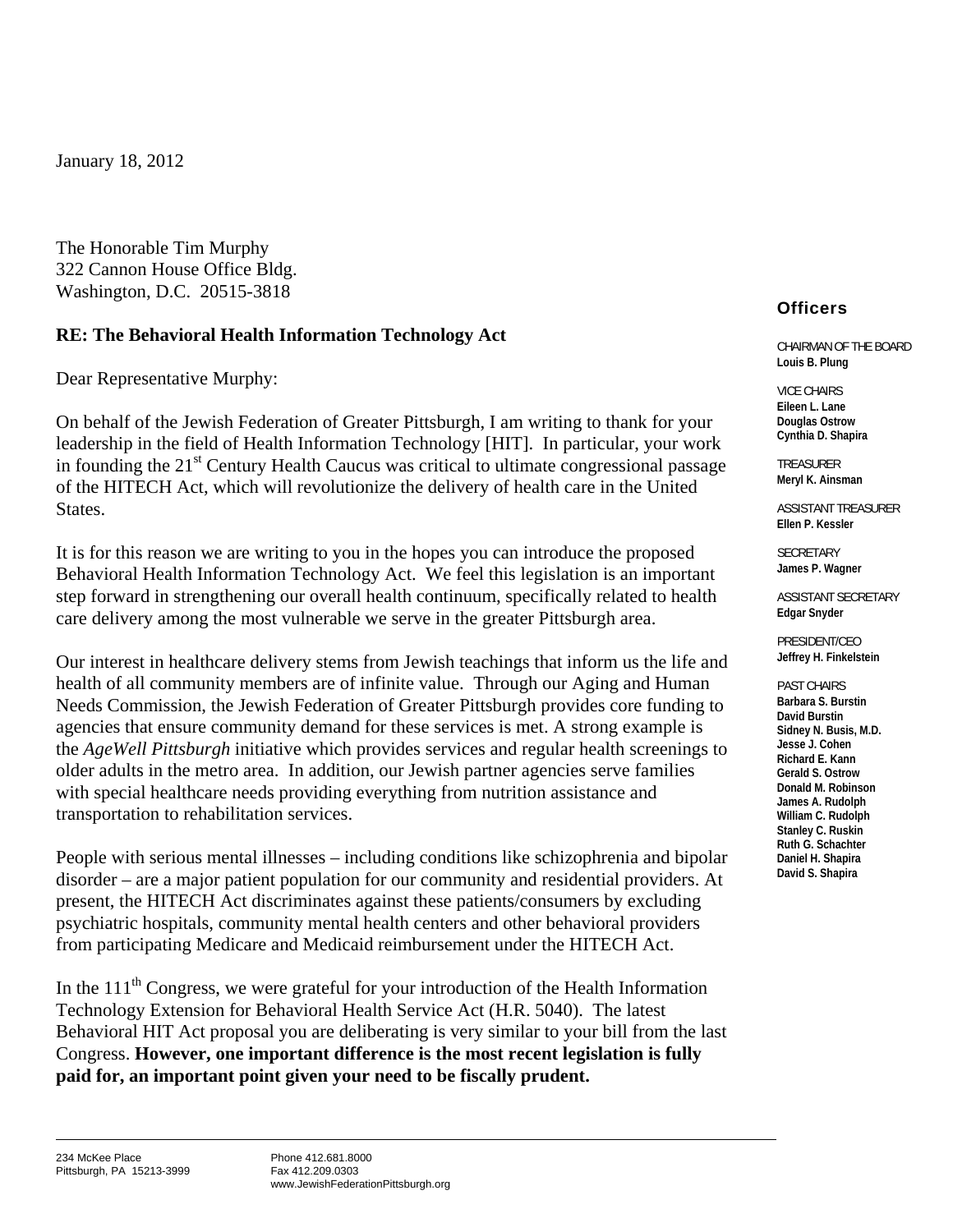January 18, 2012

The Honorable Tim Murphy
322 Cannon House Office Bldg.
Washington, D.C. 20515-3818

**RE: The Behavioral Health Information Technology Act**

Dear Representative Murphy:

On behalf of the Jewish Federation of Greater Pittsburgh, I am writing to thank for your leadership in the field of Health Information Technology [HIT]. In particular, your work in founding the 21st Century Health Caucus was critical to ultimate congressional passage of the HITECH Act, which will revolutionize the delivery of health care in the United States.

It is for this reason we are writing to you in the hopes you can introduce the proposed Behavioral Health Information Technology Act. We feel this legislation is an important step forward in strengthening our overall health continuum, specifically related to health care delivery among the most vulnerable we serve in the greater Pittsburgh area.

Our interest in healthcare delivery stems from Jewish teachings that inform us the life and health of all community members are of infinite value. Through our Aging and Human Needs Commission, the Jewish Federation of Greater Pittsburgh provides core funding to agencies that ensure community demand for these services is met. A strong example is the *AgeWell Pittsburgh* initiative which provides services and regular health screenings to older adults in the metro area. In addition, our Jewish partner agencies serve families with special healthcare needs providing everything from nutrition assistance and transportation to rehabilitation services.

People with serious mental illnesses – including conditions like schizophrenia and bipolar disorder – are a major patient population for our community and residential providers. At present, the HITECH Act discriminates against these patients/consumers by excluding psychiatric hospitals, community mental health centers and other behavioral providers from participating Medicare and Medicaid reimbursement under the HITECH Act.

In the 111th Congress, we were grateful for your introduction of the Health Information Technology Extension for Behavioral Health Service Act (H.R. 5040). The latest Behavioral HIT Act proposal you are deliberating is very similar to your bill from the last Congress. **However, one important difference is the most recent legislation is fully paid for, an important point given your need to be fiscally prudent.**

**Officers**

CHAIRMAN OF THE BOARD
**Louis B. Plung**

VICE CHAIRS
**Eileen L. Lane**
**Douglas Ostrow**
**Cynthia D. Shapira**

TREASURER
**Meryl K. Ainsman**

ASSISTANT TREASURER
**Ellen P. Kessler**

SECRETARY
**James P. Wagner**

ASSISTANT SECRETARY
**Edgar Snyder**

PRESIDENT/CEO
**Jeffrey H. Finkelstein**

PAST CHAIRS
**Barbara S. Burstin**
**David Burstin**
**Sidney N. Busis, M.D.**
**Jesse J. Cohen**
**Richard E. Kann**
**Gerald S. Ostrow**
**Donald M. Robinson**
**James A. Rudolph**
**William C. Rudolph**
**Stanley C. Ruskin**
**Ruth G. Schachter**
**Daniel H. Shapira**
**David S. Shapira**

234 McKee Place
Pittsburgh, PA 15213-3999

Phone 412.681.8000
Fax 412.209.0303
www.JewishFederationPittsburgh.org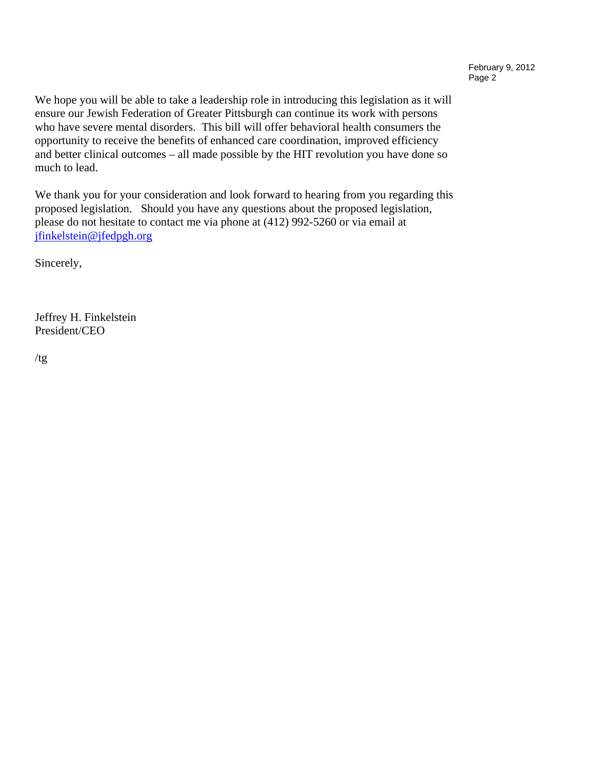We hope you will be able to take a leadership role in introducing this legislation as it will ensure our Jewish Federation of Greater Pittsburgh can continue its work with persons who have severe mental disorders. This bill will offer behavioral health consumers the opportunity to receive the benefits of enhanced care coordination, improved efficiency and better clinical outcomes – all made possible by the HIT revolution you have done so much to lead.

We thank you for your consideration and look forward to hearing from you regarding this proposed legislation. Should you have any questions about the proposed legislation, please do not hesitate to contact me via phone at (412) 992-5260 or via email at jfinkelstein@jfedpgh.org

Sincerely,

Jeffrey H. Finkelstein
President/CEO

/tg